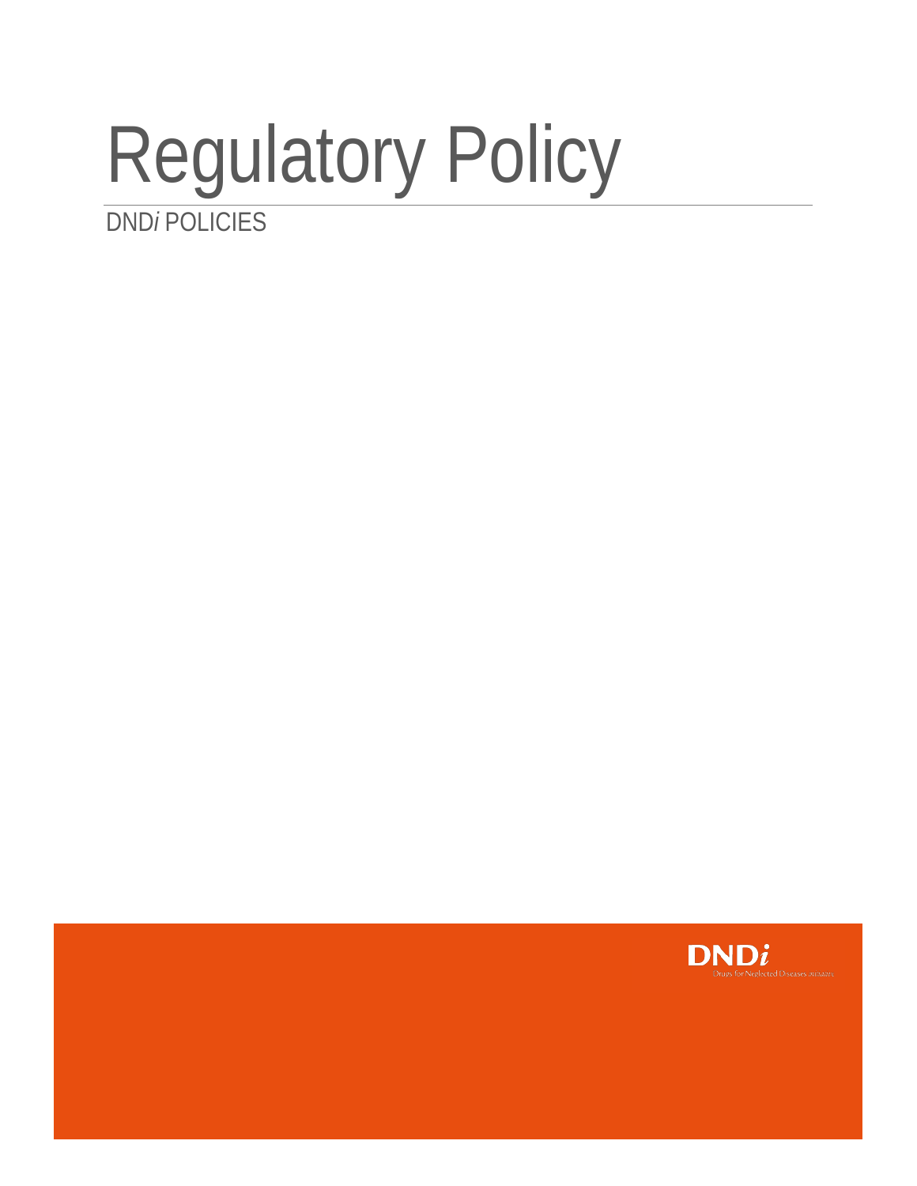# Regulatory Policy

DND*i* POLICIES

DND*i*

Drugs for Neglected Diseases *initiative*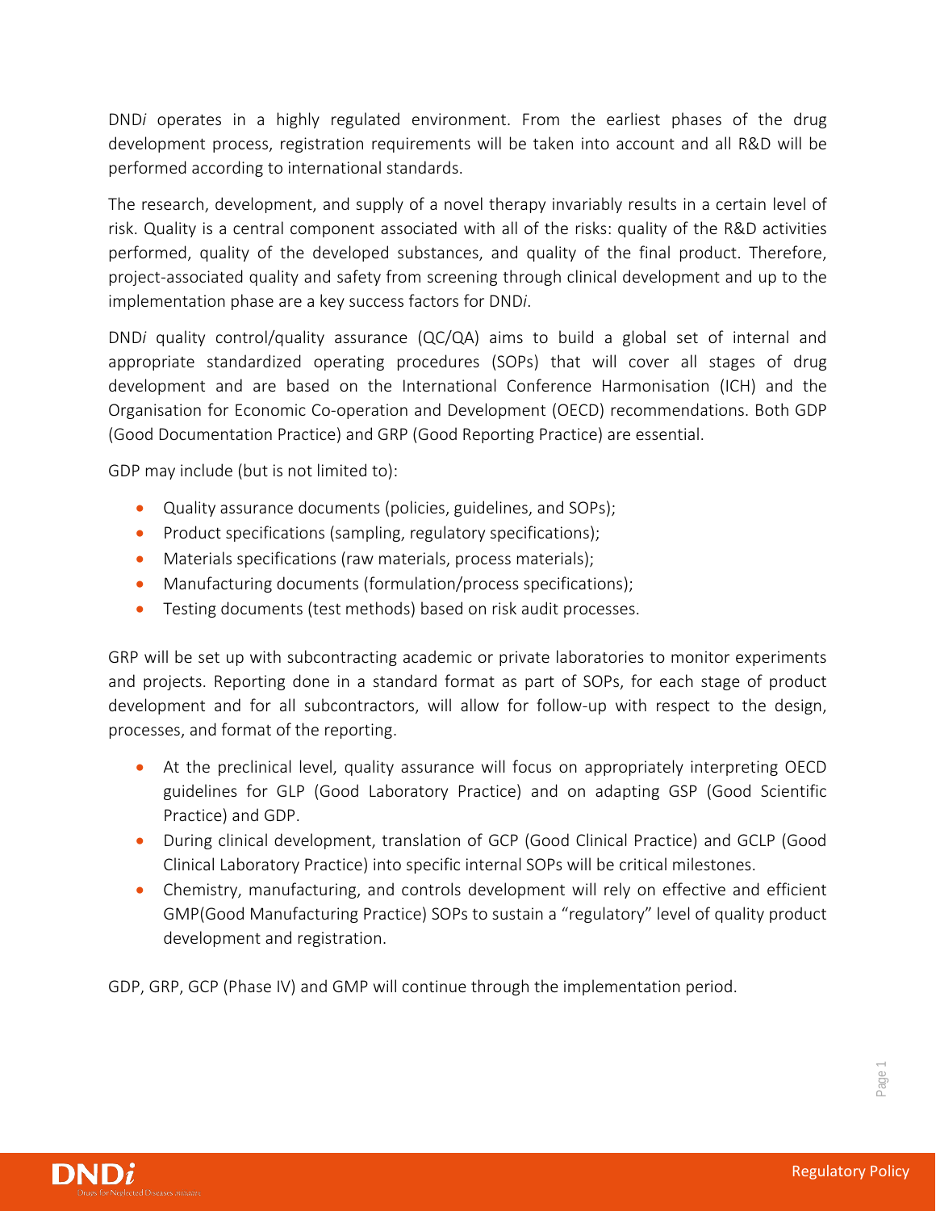DND*i* operates in a highly regulated environment. From the earliest phases of the drug development process, registration requirements will be taken into account and all R&D will be performed according to international standards.

The research, development, and supply of a novel therapy invariably results in a certain level of risk. Quality is a central component associated with all of the risks: quality of the R&D activities performed, quality of the developed substances, and quality of the final product. Therefore, project-associated quality and safety from screening through clinical development and up to the implementation phase are a key success factors for DND*i*.

DND*i* quality control/quality assurance (QC/QA) aims to build a global set of internal and appropriate standardized operating procedures (SOPs) that will cover all stages of drug development and are based on the International Conference Harmonisation (ICH) and the Organisation for Economic Co-operation and Development (OECD) recommendations. Both GDP (Good Documentation Practice) and GRP (Good Reporting Practice) are essential.

GDP may include (but is not limited to):

- Quality assurance documents (policies, guidelines, and SOPs);
- Product specifications (sampling, regulatory specifications);
- Materials specifications (raw materials, process materials);
- Manufacturing documents (formulation/process specifications);
- Testing documents (test methods) based on risk audit processes.

GRP will be set up with subcontracting academic or private laboratories to monitor experiments and projects. Reporting done in a standard format as part of SOPs, for each stage of product development and for all subcontractors, will allow for follow-up with respect to the design, processes, and format of the reporting.

- At the preclinical level, quality assurance will focus on appropriately interpreting OECD guidelines for GLP (Good Laboratory Practice) and on adapting GSP (Good Scientific Practice) and GDP.
- During clinical development, translation of GCP (Good Clinical Practice) and GCLP (Good Clinical Laboratory Practice) into specific internal SOPs will be critical milestones.
- Chemistry, manufacturing, and controls development will rely on effective and efficient GMP(Good Manufacturing Practice) SOPs to sustain a "regulatory" level of quality product development and registration.

GDP, GRP, GCP (Phase IV) and GMP will continue through the implementation period.